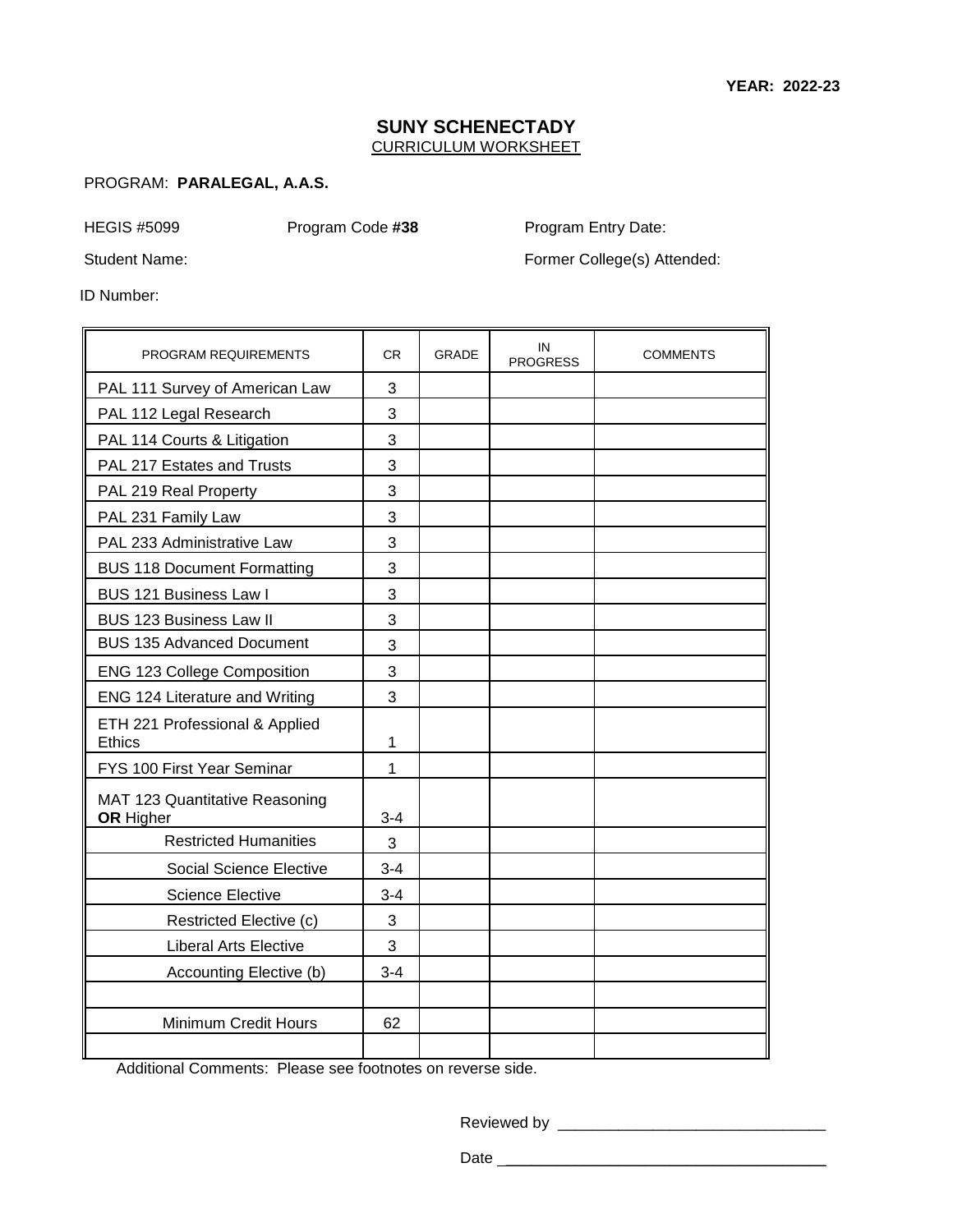**YEAR: 2022-23**

# SUNY SCHENECTADY

## CURRICULUM WORKSHEET

PROGRAM: **PARALEGAL, A.A.S.**

HEGIS #5099 Program Code **#38** Program Entry Date:

Student Name: Former College(s) Attended:

ID Number:

| PROGRAM REQUIREMENTS | CR | GRADE | IN PROGRESS | COMMENTS |
|---|---|---|---|---|
| PAL 111 Survey of American Law | 3 | | | |
| PAL 112 Legal Research | 3 | | | |
| PAL 114 Courts & Litigation | 3 | | | |
| PAL 217 Estates and Trusts | 3 | | | |
| PAL 219 Real Property | 3 | | | |
| PAL 231 Family Law | 3 | | | |
| PAL 233 Administrative Law | 3 | | | |
| BUS 118 Document Formatting | 3 | | | |
| BUS 121 Business Law I | 3 | | | |
| BUS 123 Business Law II | 3 | | | |
| BUS 135 Advanced Document | 3 | | | |
| ENG 123 College Composition | 3 | | | |
| ENG 124 Literature and Writing | 3 | | | |
| ETH 221 Professional & Applied Ethics | 1 | | | |
| FYS 100 First Year Seminar | 1 | | | |
| MAT 123 Quantitative Reasoning **OR** Higher | 3-4 | | | |
| Restricted Humanities | 3 | | | |
| Social Science Elective | 3-4 | | | |
| Science Elective | 3-4 | | | |
| Restricted Elective (c) | 3 | | | |
| Liberal Arts Elective | 3 | | | |
| Accounting Elective (b) | 3-4 | | | |
| | | | | |
| Minimum Credit Hours | 62 | | | |
| | | | | |

Additional Comments: Please see footnotes on reverse side.

Reviewed by _______________________________

Date _____________________________________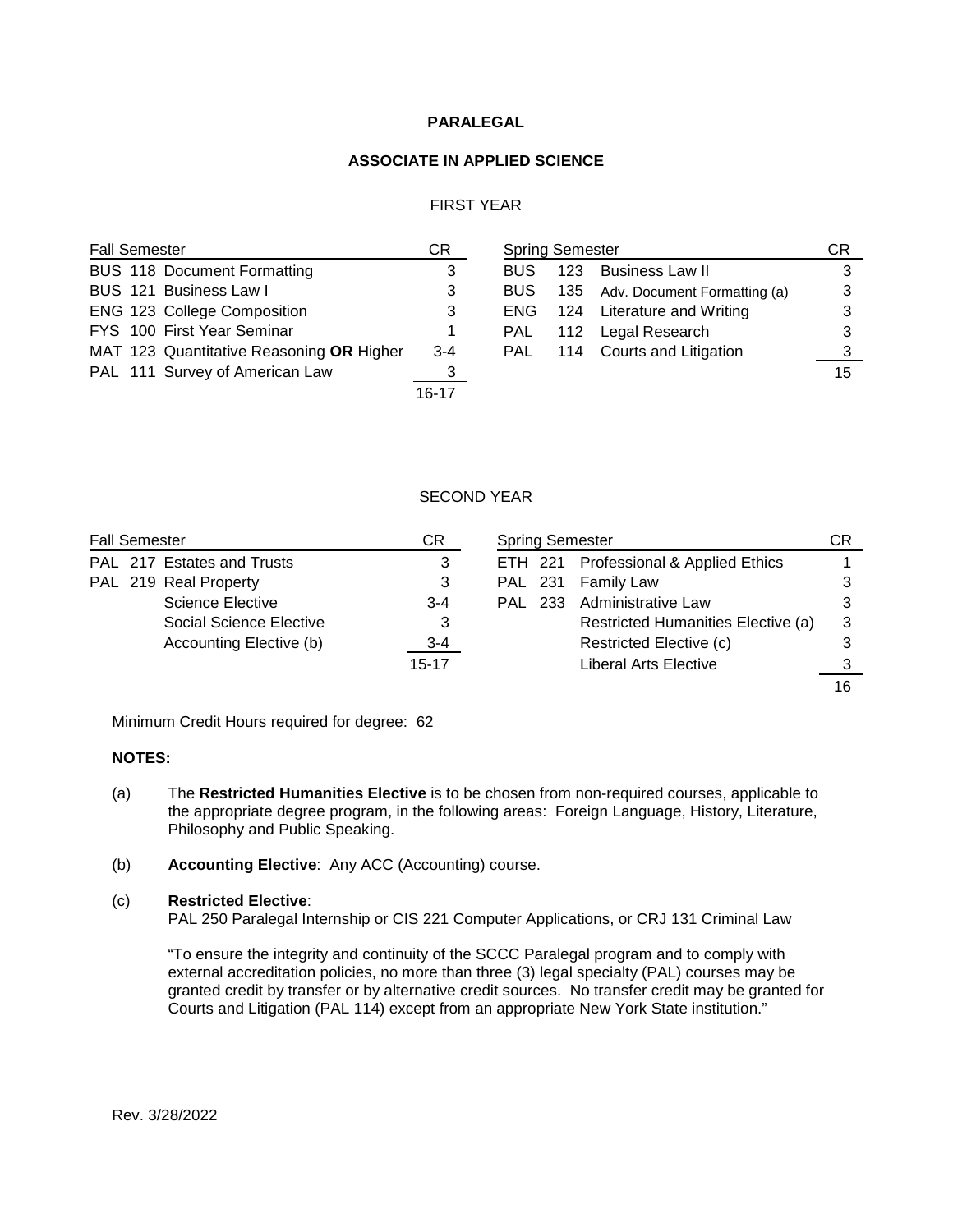**PARALEGAL**

**ASSOCIATE IN APPLIED SCIENCE**

FIRST YEAR

| Fall Semester | CR |
|---|---|
| BUS 118 Document Formatting | 3 |
| BUS 121 Business Law I | 3 |
| ENG 123 College Composition | 3 |
| FYS 100 First Year Seminar | 1 |
| MAT 123 Quantitative Reasoning **OR** Higher | 3-4 |
| PAL 111 Survey of American Law | 3 |
| | 16-17 |

| Spring Semester | CR |
|---|---|
| BUS 123 Business Law II | 3 |
| BUS 135 Adv. Document Formatting (a) | 3 |
| ENG 124 Literature and Writing | 3 |
| PAL 112 Legal Research | 3 |
| PAL 114 Courts and Litigation | 3 |
| | 15 |

SECOND YEAR

| Fall Semester | CR |
|---|---|
| PAL 217 Estates and Trusts | 3 |
| PAL 219 Real Property | 3 |
| Science Elective | 3-4 |
| Social Science Elective | 3 |
| Accounting Elective (b) | 3-4 |
| | 15-17 |

| Spring Semester | CR |
|---|---|
| ETH 221 Professional & Applied Ethics | 1 |
| PAL 231 Family Law | 3 |
| PAL 233 Administrative Law | 3 |
| Restricted Humanities Elective (a) | 3 |
| Restricted Elective (c) | 3 |
| Liberal Arts Elective | 3 |
| | 16 |

Minimum Credit Hours required for degree: 62

**NOTES:**

(a) The **Restricted Humanities Elective** is to be chosen from non-required courses, applicable to the appropriate degree program, in the following areas: Foreign Language, History, Literature, Philosophy and Public Speaking.

(b) **Accounting Elective**: Any ACC (Accounting) course.

(c) **Restricted Elective**:
PAL 250 Paralegal Internship or CIS 221 Computer Applications, or CRJ 131 Criminal Law

"To ensure the integrity and continuity of the SCCC Paralegal program and to comply with external accreditation policies, no more than three (3) legal specialty (PAL) courses may be granted credit by transfer or by alternative credit sources. No transfer credit may be granted for Courts and Litigation (PAL 114) except from an appropriate New York State institution."

Rev. 3/28/2022